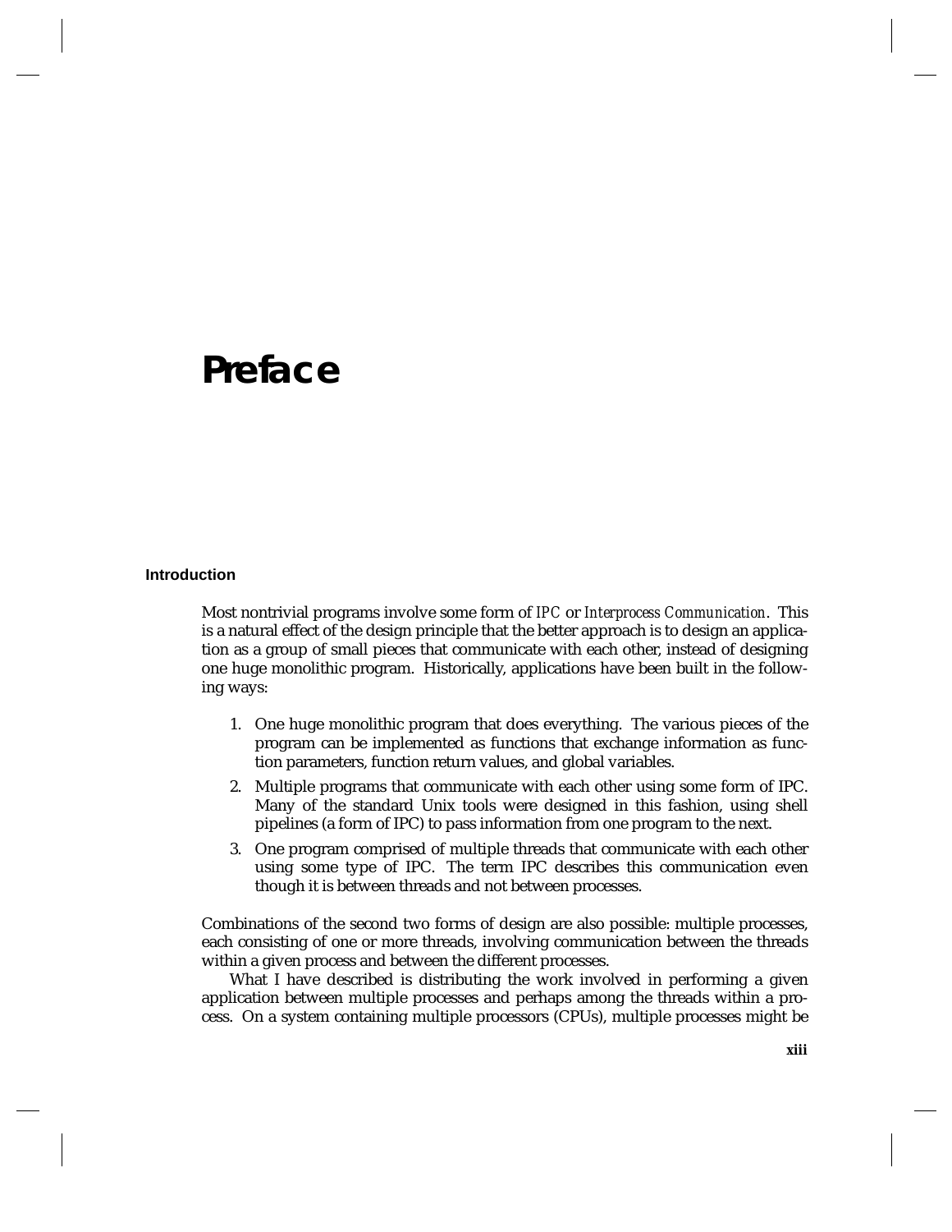# Preface

## Introduction

Most nontrivial programs involve some form of *IPC* or *Interprocess Communication*. This is a natural effect of the design principle that the better approach is to design an application as a group of small pieces that communicate with each other, instead of designing one huge monolithic program. Historically, applications have been built in the following ways:

1. One huge monolithic program that does everything. The various pieces of the program can be implemented as functions that exchange information as function parameters, function return values, and global variables.
2. Multiple programs that communicate with each other using some form of IPC. Many of the standard Unix tools were designed in this fashion, using shell pipelines (a form of IPC) to pass information from one program to the next.
3. One program comprised of multiple threads that communicate with each other using some type of IPC. The term IPC describes this communication even though it is between threads and not between processes.

Combinations of the second two forms of design are also possible: multiple processes, each consisting of one or more threads, involving communication between the threads within a given process and between the different processes.

What I have described is distributing the work involved in performing a given application between multiple processes and perhaps among the threads within a process. On a system containing multiple processors (CPUs), multiple processes might be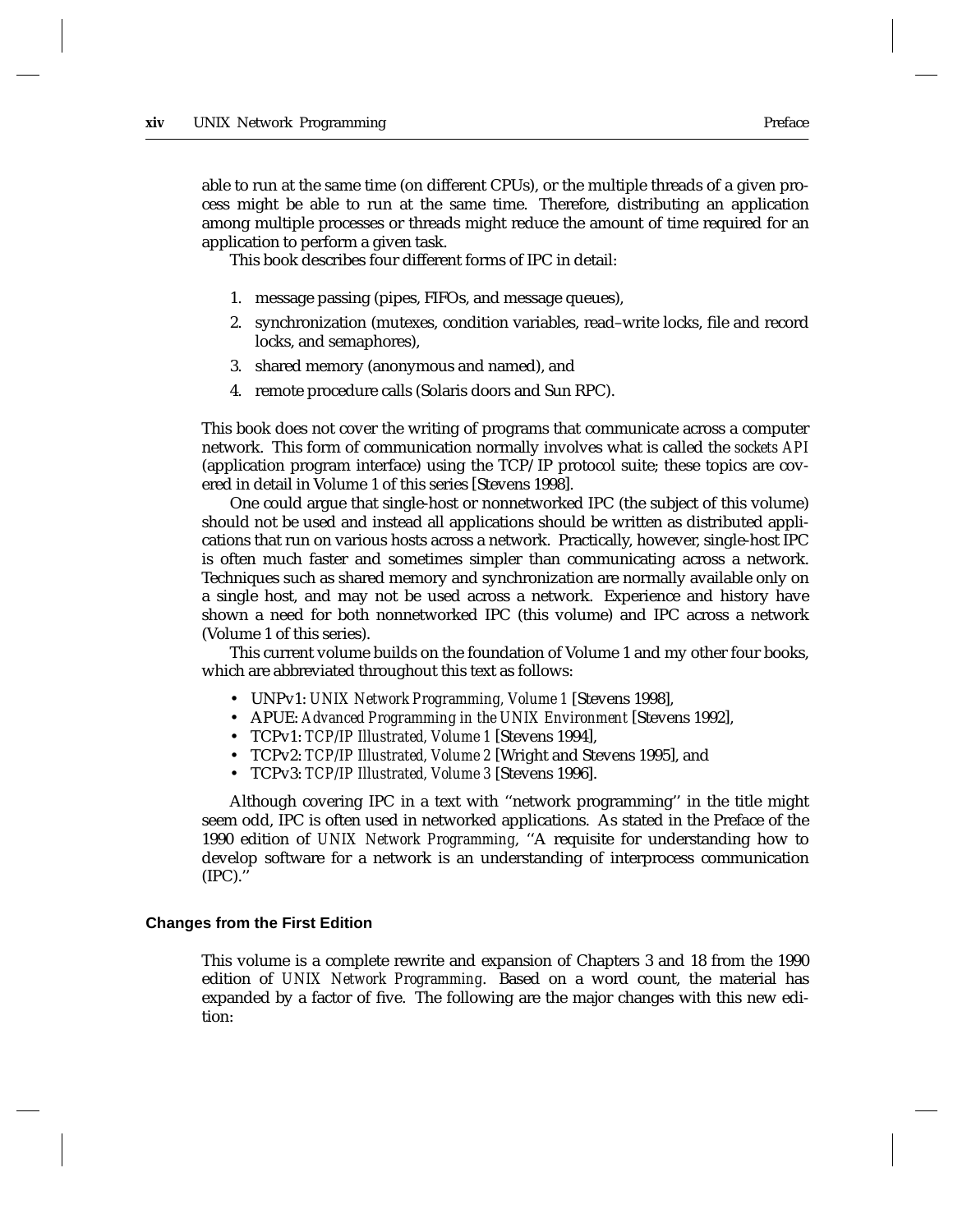able to run at the same time (on different CPUs), or the multiple threads of a given process might be able to run at the same time. Therefore, distributing an application among multiple processes or threads might reduce the amount of time required for an application to perform a given task.

This book describes four different forms of IPC in detail:

1. message passing (pipes, FIFOs, and message queues),
2. synchronization (mutexes, condition variables, read–write locks, file and record locks, and semaphores),
3. shared memory (anonymous and named), and
4. remote procedure calls (Solaris doors and Sun RPC).

This book does not cover the writing of programs that communicate across a computer network. This form of communication normally involves what is called the *sockets API* (application program interface) using the TCP/IP protocol suite; these topics are covered in detail in Volume 1 of this series [Stevens 1998].

One could argue that single-host or nonnetworked IPC (the subject of this volume) should not be used and instead all applications should be written as distributed applications that run on various hosts across a network. Practically, however, single-host IPC is often much faster and sometimes simpler than communicating across a network. Techniques such as shared memory and synchronization are normally available only on a single host, and may not be used across a network. Experience and history have shown a need for both nonnetworked IPC (this volume) and IPC across a network (Volume 1 of this series).

This current volume builds on the foundation of Volume 1 and my other four books, which are abbreviated throughout this text as follows:

- UNPv1: *UNIX Network Programming, Volume 1* [Stevens 1998],
- APUE: *Advanced Programming in the UNIX Environment* [Stevens 1992],
- TCPv1: *TCP/IP Illustrated, Volume 1* [Stevens 1994],
- TCPv2: *TCP/IP Illustrated, Volume 2* [Wright and Stevens 1995], and
- TCPv3: *TCP/IP Illustrated, Volume 3* [Stevens 1996].

Although covering IPC in a text with "network programming" in the title might seem odd, IPC is often used in networked applications. As stated in the Preface of the 1990 edition of *UNIX Network Programming*, "A requisite for understanding how to develop software for a network is an understanding of interprocess communication (IPC)."

### Changes from the First Edition

This volume is a complete rewrite and expansion of Chapters 3 and 18 from the 1990 edition of *UNIX Network Programming*. Based on a word count, the material has expanded by a factor of five. The following are the major changes with this new edition: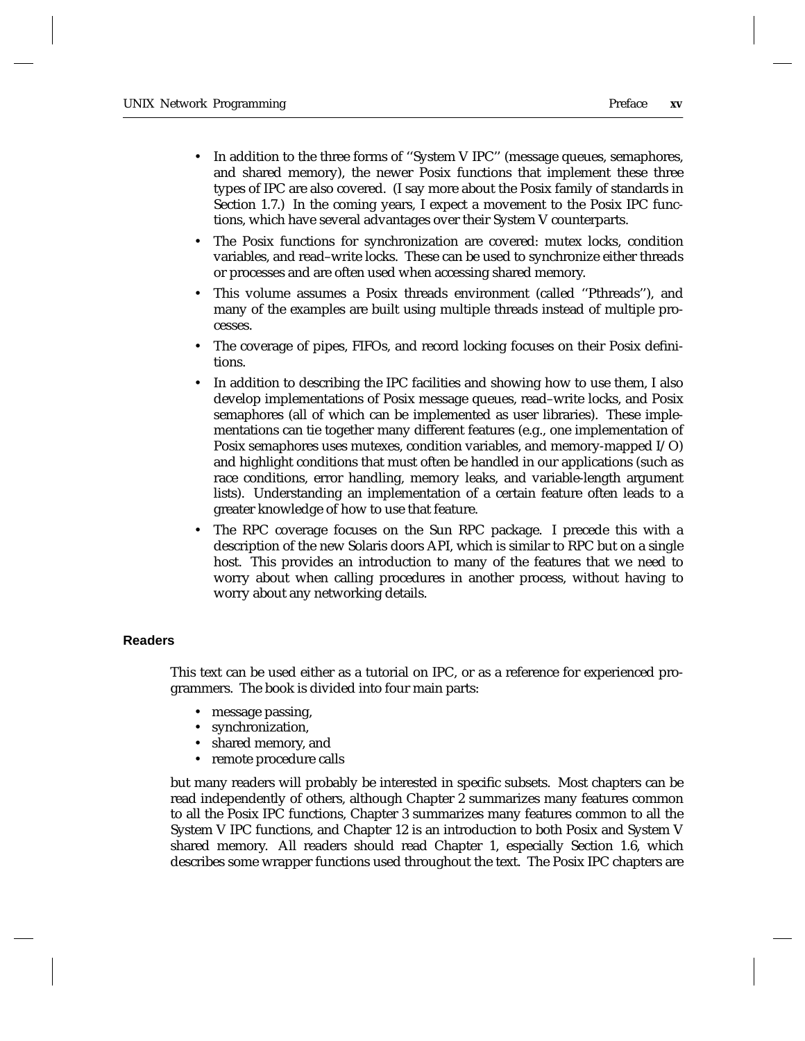- In addition to the three forms of ''System V IPC'' (message queues, semaphores, and shared memory), the newer Posix functions that implement these three types of IPC are also covered. (I say more about the Posix family of standards in Section 1.7.) In the coming years, I expect a movement to the Posix IPC functions, which have several advantages over their System V counterparts.
- The Posix functions for synchronization are covered: mutex locks, condition variables, and read–write locks. These can be used to synchronize either threads or processes and are often used when accessing shared memory.
- This volume assumes a Posix threads environment (called ''Pthreads''), and many of the examples are built using multiple threads instead of multiple processes.
- The coverage of pipes, FIFOs, and record locking focuses on their Posix definitions.
- In addition to describing the IPC facilities and showing how to use them, I also develop implementations of Posix message queues, read–write locks, and Posix semaphores (all of which can be implemented as user libraries). These implementations can tie together many different features (e.g., one implementation of Posix semaphores uses mutexes, condition variables, and memory-mapped I/O) and highlight conditions that must often be handled in our applications (such as race conditions, error handling, memory leaks, and variable-length argument lists). Understanding an implementation of a certain feature often leads to a greater knowledge of how to use that feature.
- The RPC coverage focuses on the Sun RPC package. I precede this with a description of the new Solaris doors API, which is similar to RPC but on a single host. This provides an introduction to many of the features that we need to worry about when calling procedures in another process, without having to worry about any networking details.

## Readers

This text can be used either as a tutorial on IPC, or as a reference for experienced programmers. The book is divided into four main parts:

- message passing,
- synchronization,
- shared memory, and
- remote procedure calls

but many readers will probably be interested in specific subsets. Most chapters can be read independently of others, although Chapter 2 summarizes many features common to all the Posix IPC functions, Chapter 3 summarizes many features common to all the System V IPC functions, and Chapter 12 is an introduction to both Posix and System V shared memory. All readers should read Chapter 1, especially Section 1.6, which describes some wrapper functions used throughout the text. The Posix IPC chapters are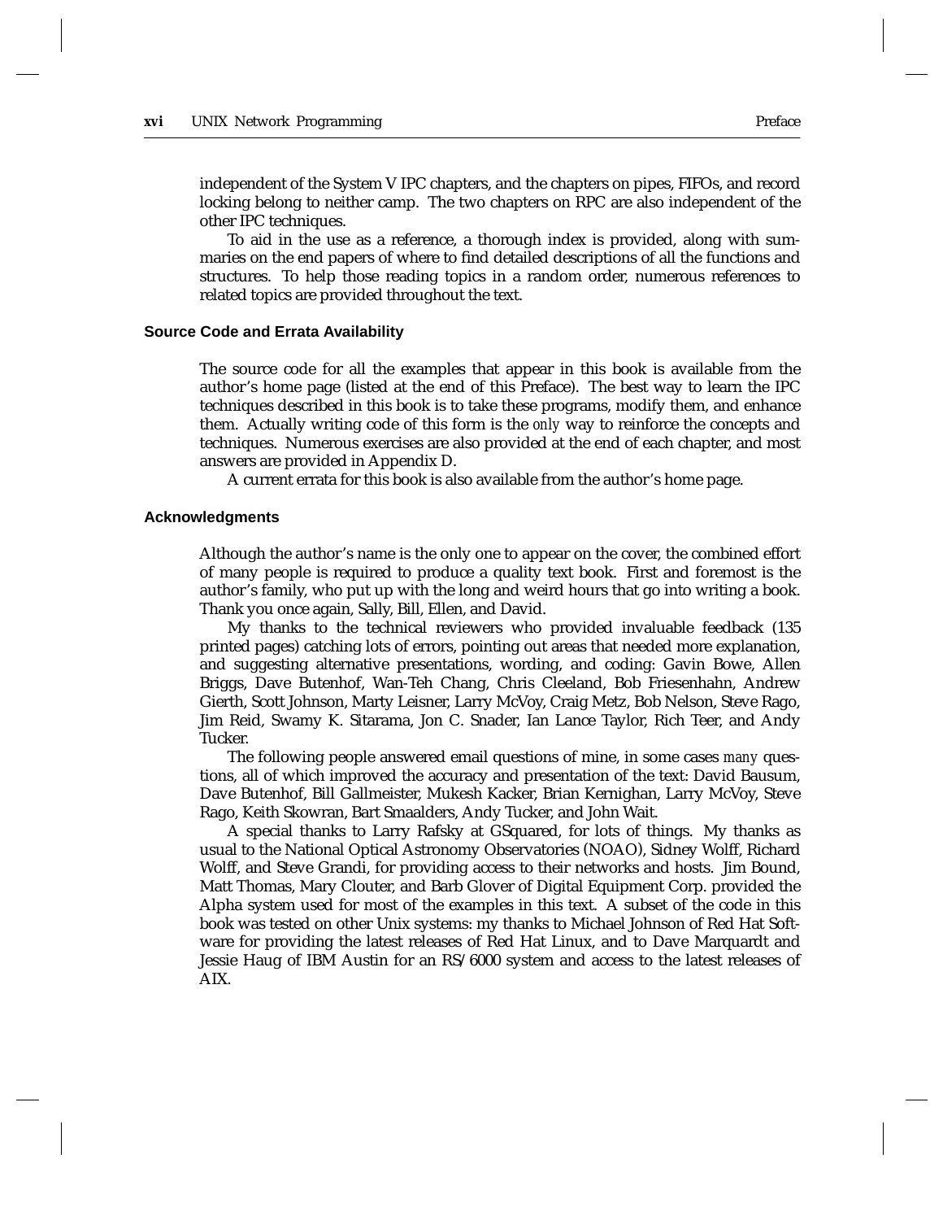independent of the System V IPC chapters, and the chapters on pipes, FIFOs, and record locking belong to neither camp. The two chapters on RPC are also independent of the other IPC techniques.

To aid in the use as a reference, a thorough index is provided, along with summaries on the end papers of where to find detailed descriptions of all the functions and structures. To help those reading topics in a random order, numerous references to related topics are provided throughout the text.

## Source Code and Errata Availability

The source code for all the examples that appear in this book is available from the author's home page (listed at the end of this Preface). The best way to learn the IPC techniques described in this book is to take these programs, modify them, and enhance them. Actually writing code of this form is the *only* way to reinforce the concepts and techniques. Numerous exercises are also provided at the end of each chapter, and most answers are provided in Appendix D.

A current errata for this book is also available from the author's home page.

## Acknowledgments

Although the author's name is the only one to appear on the cover, the combined effort of many people is required to produce a quality text book. First and foremost is the author's family, who put up with the long and weird hours that go into writing a book. Thank you once again, Sally, Bill, Ellen, and David.

My thanks to the technical reviewers who provided invaluable feedback (135 printed pages) catching lots of errors, pointing out areas that needed more explanation, and suggesting alternative presentations, wording, and coding: Gavin Bowe, Allen Briggs, Dave Butenhof, Wan-Teh Chang, Chris Cleeland, Bob Friesenhahn, Andrew Gierth, Scott Johnson, Marty Leisner, Larry McVoy, Craig Metz, Bob Nelson, Steve Rago, Jim Reid, Swamy K. Sitarama, Jon C. Snader, Ian Lance Taylor, Rich Teer, and Andy Tucker.

The following people answered email questions of mine, in some cases *many* questions, all of which improved the accuracy and presentation of the text: David Bausum, Dave Butenhof, Bill Gallmeister, Mukesh Kacker, Brian Kernighan, Larry McVoy, Steve Rago, Keith Skowran, Bart Smaalders, Andy Tucker, and John Wait.

A special thanks to Larry Rafsky at GSquared, for lots of things. My thanks as usual to the National Optical Astronomy Observatories (NOAO), Sidney Wolff, Richard Wolff, and Steve Grandi, for providing access to their networks and hosts. Jim Bound, Matt Thomas, Mary Clouter, and Barb Glover of Digital Equipment Corp. provided the Alpha system used for most of the examples in this text. A subset of the code in this book was tested on other Unix systems: my thanks to Michael Johnson of Red Hat Software for providing the latest releases of Red Hat Linux, and to Dave Marquardt and Jessie Haug of IBM Austin for an RS/6000 system and access to the latest releases of AIX.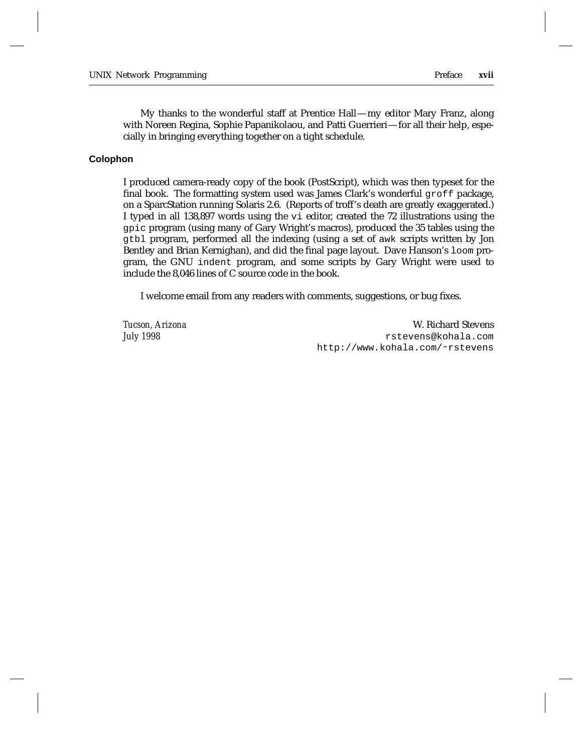My thanks to the wonderful staff at Prentice Hall—my editor Mary Franz, along with Noreen Regina, Sophie Papanikolaou, and Patti Guerrieri—for all their help, especially in bringing everything together on a tight schedule.

## Colophon

I produced camera-ready copy of the book (PostScript), which was then typeset for the final book. The formatting system used was James Clark's wonderful `groff` package, on a SparcStation running Solaris 2.6. (Reports of troff's death are greatly exaggerated.) I typed in all 138,897 words using the `vi` editor, created the 72 illustrations using the `gpic` program (using many of Gary Wright's macros), produced the 35 tables using the `gtbl` program, performed all the indexing (using a set of `awk` scripts written by Jon Bentley and Brian Kernighan), and did the final page layout. Dave Hanson's `loom` program, the GNU `indent` program, and some scripts by Gary Wright were used to include the 8,046 lines of C source code in the book.

I welcome email from any readers with comments, suggestions, or bug fixes.

*Tucson, Arizona*
*July 1998*

W. Richard Stevens
`rstevens@kohala.com`
`http://www.kohala.com/~rstevens`